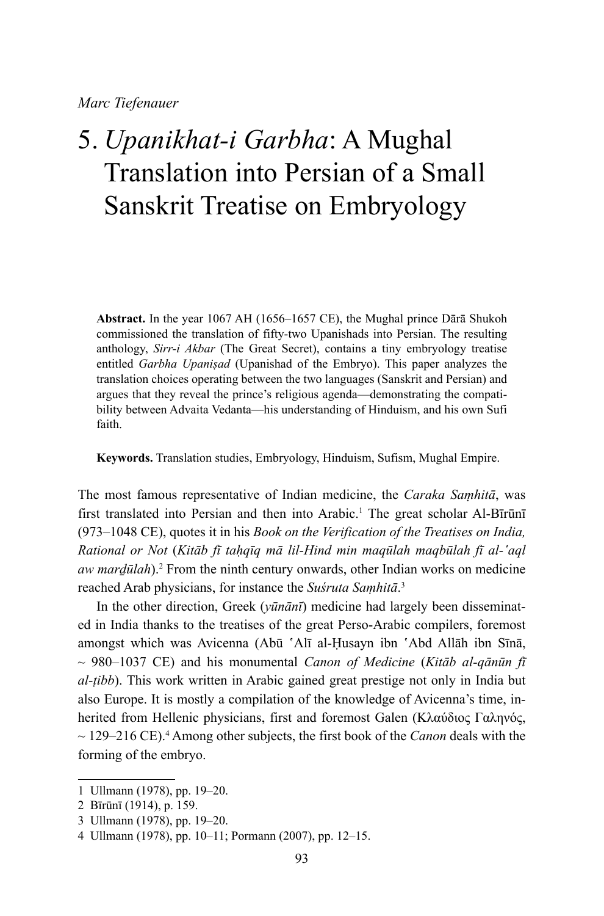*Marc Tiefenauer*

# 5. *Upanikhat-i Garbha*: A Mughal Translation into Persian of a Small Sanskrit Treatise on Embryology

**Abstract.** In the year 1067 AH (1656–1657 CE), the Mughal prince Dārā Shukoh commissioned the translation of fifty-two Upanishads into Persian. The resulting anthology, *Sirr-i Akbar* (The Great Secret), contains a tiny embryology treatise entitled *Garbha Upaniṣad* (Upanishad of the Embryo). This paper analyzes the translation choices operating between the two languages (Sanskrit and Persian) and argues that they reveal the prince's religious agenda—demonstrating the compatibility between Advaita Vedanta—his understanding of Hinduism, and his own Sufi faith.

**Keywords.** Translation studies, Embryology, Hinduism, Sufism, Mughal Empire.

The most famous representative of Indian medicine, the *Caraka Saṃhitā*, was first translated into Persian and then into Arabic.[1] The great scholar Al-Bīrūnī (973–1048 CE), quotes it in his *Book on the Verification of the Treatises on India, Rational or Not* (*Kitāb fī taḥqīq mā lil-Hind min maqūlah maqbūlah fī al-ʿaql aw marḏūlah*).[2] From the ninth century onwards, other Indian works on medicine reached Arab physicians, for instance the *Suśruta Saṃhitā*.[3]

In the other direction, Greek (*yūnānī*) medicine had largely been disseminated in India thanks to the treatises of the great Perso-Arabic compilers, foremost amongst which was Avicenna (Abū ʿAlī al-Ḥusayn ibn ʿAbd Allāh ibn Sīnā, ~ 980–1037 CE) and his monumental *Canon of Medicine* (*Kitāb al-qānūn fī al-ṭibb*). This work written in Arabic gained great prestige not only in India but also Europe. It is mostly a compilation of the knowledge of Avicenna's time, inherited from Hellenic physicians, first and foremost Galen (Κλαύδιος Γαληνός, ~ 129–216 CE).[4] Among other subjects, the first book of the *Canon* deals with the forming of the embryo.

---

1 Ullmann (1978), pp. 19–20.

2 Bīrūnī (1914), p. 159.

3 Ullmann (1978), pp. 19–20.

4 Ullmann (1978), pp. 10–11; Pormann (2007), pp. 12–15.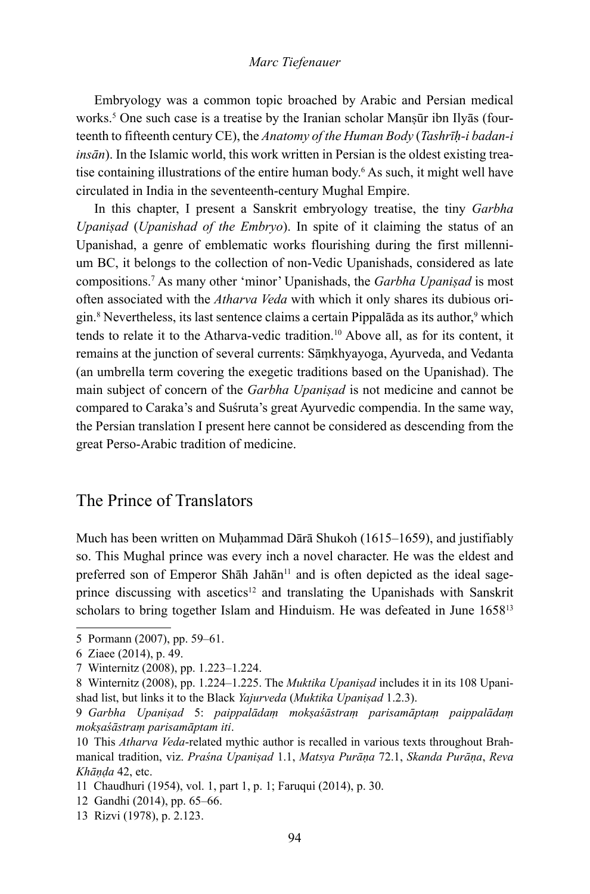Embryology was a common topic broached by Arabic and Persian medical works.[5] One such case is a treatise by the Iranian scholar Manṣūr ibn Ilyās (fourteenth to fifteenth century CE), the *Anatomy of the Human Body* (*Tashrīḥ-i badan-i insān*). In the Islamic world, this work written in Persian is the oldest existing treatise containing illustrations of the entire human body.[6] As such, it might well have circulated in India in the seventeenth-century Mughal Empire.

In this chapter, I present a Sanskrit embryology treatise, the tiny *Garbha Upaniṣad* (*Upanishad of the Embryo*). In spite of it claiming the status of an Upanishad, a genre of emblematic works flourishing during the first millennium BC, it belongs to the collection of non-Vedic Upanishads, considered as late compositions.[7] As many other 'minor' Upanishads, the *Garbha Upaniṣad* is most often associated with the *Atharva Veda* with which it only shares its dubious origin.[8] Nevertheless, its last sentence claims a certain Pippalāda as its author,[9] which tends to relate it to the Atharva-vedic tradition.[10] Above all, as for its content, it remains at the junction of several currents: Sāṃkhyayoga, Ayurveda, and Vedanta (an umbrella term covering the exegetic traditions based on the Upanishad). The main subject of concern of the *Garbha Upaniṣad* is not medicine and cannot be compared to Caraka's and Suśruta's great Ayurvedic compendia. In the same way, the Persian translation I present here cannot be considered as descending from the great Perso-Arabic tradition of medicine.

## The Prince of Translators

Much has been written on Muḥammad Dārā Shukoh (1615–1659), and justifiably so. This Mughal prince was every inch a novel character. He was the eldest and preferred son of Emperor Shāh Jahān[11] and is often depicted as the ideal sage-prince discussing with ascetics[12] and translating the Upanishads with Sanskrit scholars to bring together Islam and Hinduism. He was defeated in June 1658[13]

---

5 Pormann (2007), pp. 59–61.

6 Ziaee (2014), p. 49.

7 Winternitz (2008), pp. 1.223–1.224.

8 Winternitz (2008), pp. 1.224–1.225. The *Muktika Upaniṣad* includes it in its 108 Upanishad list, but links it to the Black *Yajurveda* (*Muktika Upaniṣad* 1.2.3).

9 *Garbha Upaniṣad* 5: *paippalādaṃ mokṣaśāstraṃ parisamāptaṃ paippalādaṃ mokṣaśāstraṃ parisamāptam iti*.

10 This *Atharva Veda*-related mythic author is recalled in various texts throughout Brahmanical tradition, viz. *Praśna Upaniṣad* 1.1, *Matsya Purāṇa* 72.1, *Skanda Purāṇa*, *Reva Khāṇḍa* 42, etc.

11 Chaudhuri (1954), vol. 1, part 1, p. 1; Faruqui (2014), p. 30.

12 Gandhi (2014), pp. 65–66.

13 Rizvi (1978), p. 2.123.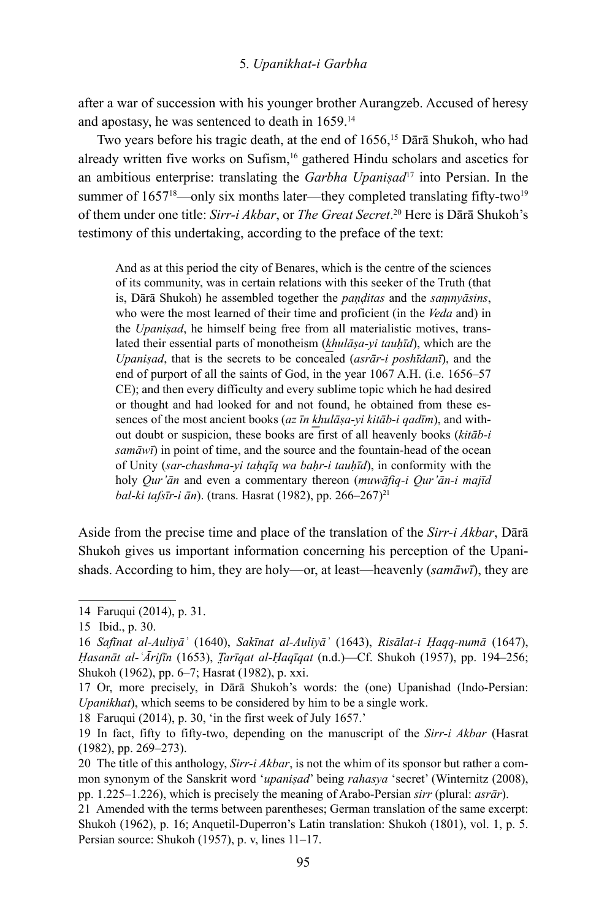after a war of succession with his younger brother Aurangzeb. Accused of heresy and apostasy, he was sentenced to death in 1659.[14]

Two years before his tragic death, at the end of 1656,[15] Dārā Shukoh, who had already written five works on Sufism,[16] gathered Hindu scholars and ascetics for an ambitious enterprise: translating the *Garbha Upaniṣad*[17] into Persian. In the summer of 1657[18]—only six months later—they completed translating fifty-two[19] of them under one title: *Sirr-i Akbar*, or *The Great Secret*.[20] Here is Dārā Shukoh's testimony of this undertaking, according to the preface of the text:

> And as at this period the city of Benares, which is the centre of the sciences of its community, was in certain relations with this seeker of the Truth (that is, Dārā Shukoh) he assembled together the *paṇḍitas* and the *saṃnyāsins*, who were the most learned of their time and proficient (in the *Veda* and) in the *Upaniṣad*, he himself being free from all materialistic motives, translated their essential parts of monotheism (*k̲h̲ulāṣa-yi tauḥīd*), which are the *Upaniṣad*, that is the secrets to be concealed (*asrār-i poshīdanī*), and the end of purport of all the saints of God, in the year 1067 A.H. (i.e. 1656–57 CE); and then every difficulty and every sublime topic which he had desired or thought and had looked for and not found, he obtained from these essences of the most ancient books (*az īn k̲h̲ulāṣa-yi kitāb-i qadīm*), and without doubt or suspicion, these books are first of all heavenly books (*kitāb-i samāwī*) in point of time, and the source and the fountain-head of the ocean of Unity (*sar-chashma-yi taḥqīq wa baḥr-i tauḥīd*), in conformity with the holy *Qur'ān* and even a commentary thereon (*muwāfiq-i Qur'ān-i majīd bal-ki tafsīr-i ān*). (trans. Hasrat (1982), pp. 266–267)[21]

Aside from the precise time and place of the translation of the *Sirr-i Akbar*, Dārā Shukoh gives us important information concerning his perception of the Upanishads. According to him, they are holy—or, at least—heavenly (*samāwī*), they are

---

14 Faruqui (2014), p. 31.

15 Ibid., p. 30.

16 *Safīnat al-Auliyā'* (1640), *Sakīnat al-Auliyā'* (1643), *Risālat-i Ḥaqq-numā* (1647), *Ḥasanāt al-ʿĀrifīn* (1653), *Ṭarīqat al-Ḥaqīqat* (n.d.)—Cf. Shukoh (1957), pp. 194–256; Shukoh (1962), pp. 6–7; Hasrat (1982), p. xxi.

17 Or, more precisely, in Dārā Shukoh's words: the (one) Upanishad (Indo-Persian: *Upanikhat*), which seems to be considered by him to be a single work.

18 Faruqui (2014), p. 30, 'in the first week of July 1657.'

19 In fact, fifty to fifty-two, depending on the manuscript of the *Sirr-i Akbar* (Hasrat (1982), pp. 269–273).

20 The title of this anthology, *Sirr-i Akbar*, is not the whim of its sponsor but rather a common synonym of the Sanskrit word '*upaniṣad*' being *rahasya* 'secret' (Winternitz (2008), pp. 1.225–1.226), which is precisely the meaning of Arabo-Persian *sirr* (plural: *asrār*).

21 Amended with the terms between parentheses; German translation of the same excerpt: Shukoh (1962), p. 16; Anquetil-Duperron's Latin translation: Shukoh (1801), vol. 1, p. 5. Persian source: Shukoh (1957), p. v, lines 11–17.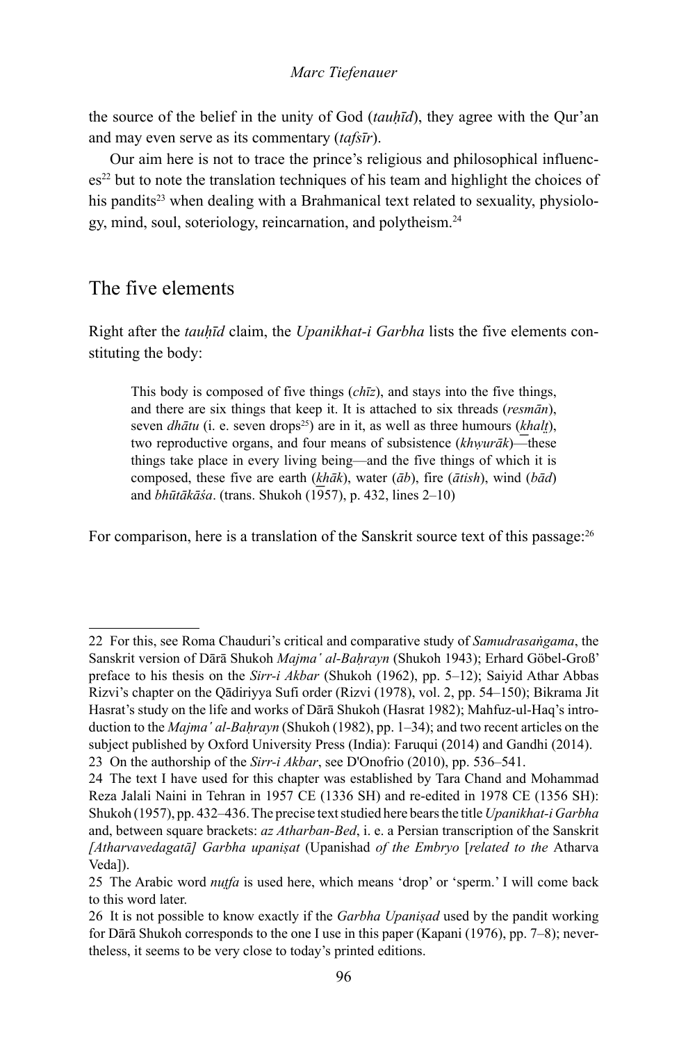the source of the belief in the unity of God (*tauḥīd*), they agree with the Qur'an and may even serve as its commentary (*tafsīr*).

Our aim here is not to trace the prince's religious and philosophical influences[22] but to note the translation techniques of his team and highlight the choices of his pandits[23] when dealing with a Brahmanical text related to sexuality, physiology, mind, soul, soteriology, reincarnation, and polytheism.[24]

## The five elements

Right after the *tauḥīd* claim, the *Upanikhat-i Garbha* lists the five elements constituting the body:

> This body is composed of five things (*chīz*), and stays into the five things, and there are six things that keep it. It is attached to six threads (*resmān*), seven *dhātu* (i. e. seven drops[25]) are in it, as well as three humours (*khalṭ*), two reproductive organs, and four means of subsistence (*khwurāk*)—these things take place in every living being—and the five things of which it is composed, these five are earth (*khāk*), water (*āb*), fire (*ātish*), wind (*bād*) and *bhūtākāśa*. (trans. Shukoh (1957), p. 432, lines 2–10)

For comparison, here is a translation of the Sanskrit source text of this passage:[26]

---

22 For this, see Roma Chauduri's critical and comparative study of *Samudrasaṅgama*, the Sanskrit version of Dārā Shukoh *Majma' al-Baḥrayn* (Shukoh 1943); Erhard Göbel-Groß' preface to his thesis on the *Sirr-i Akbar* (Shukoh (1962), pp. 5–12); Saiyid Athar Abbas Rizvi's chapter on the Qādiriyya Sufi order (Rizvi (1978), vol. 2, pp. 54–150); Bikrama Jit Hasrat's study on the life and works of Dārā Shukoh (Hasrat 1982); Mahfuz-ul-Haq's introduction to the *Majma' al-Baḥrayn* (Shukoh (1982), pp. 1–34); and two recent articles on the subject published by Oxford University Press (India): Faruqui (2014) and Gandhi (2014).

23 On the authorship of the *Sirr-i Akbar*, see D'Onofrio (2010), pp. 536–541.

24 The text I have used for this chapter was established by Tara Chand and Mohammad Reza Jalali Naini in Tehran in 1957 CE (1336 SH) and re-edited in 1978 CE (1356 SH): Shukoh (1957), pp. 432–436. The precise text studied here bears the title *Upanikhat-i Garbha* and, between square brackets: *az Atharban-Bed*, i. e. a Persian transcription of the Sanskrit *[Atharvavedagatā] Garbha upaniṣat* (Upanishad *of the Embryo* [*related to the* Atharva Veda]).

25 The Arabic word *nuṭfa* is used here, which means 'drop' or 'sperm.' I will come back to this word later.

26 It is not possible to know exactly if the *Garbha Upaniṣad* used by the pandit working for Dārā Shukoh corresponds to the one I use in this paper (Kapani (1976), pp. 7–8); nevertheless, it seems to be very close to today's printed editions.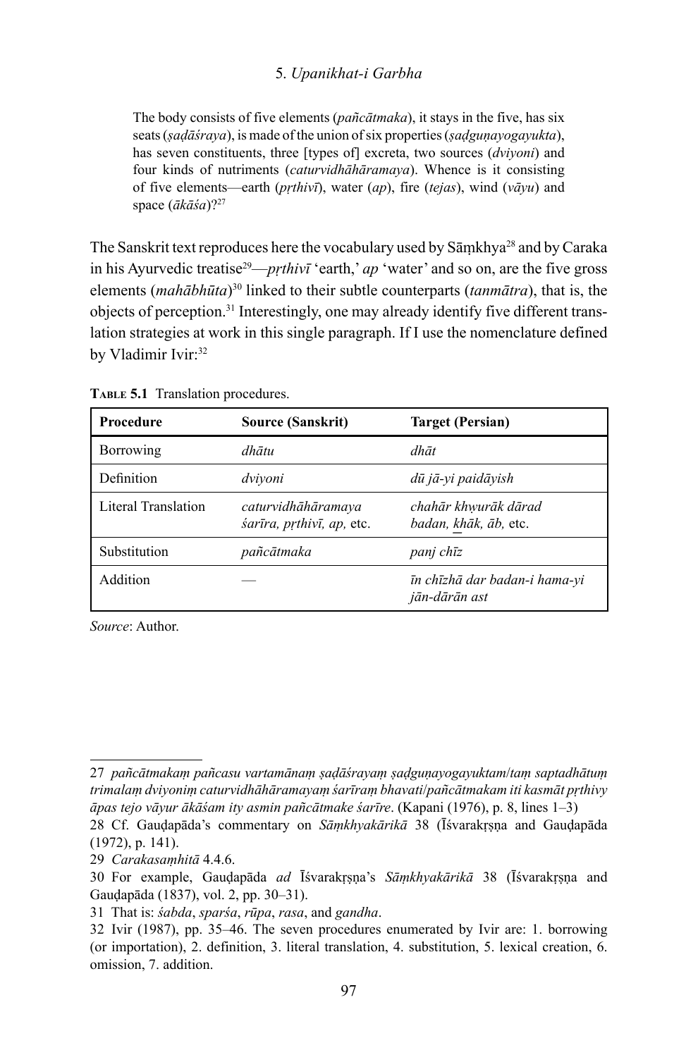> The body consists of five elements (*pañcātmaka*), it stays in the five, has six seats (*ṣaḍāśraya*), is made of the union of six properties (*ṣaḍguṇayogayukta*), has seven constituents, three [types of] excreta, two sources (*dviyoni*) and four kinds of nutriments (*caturvidhāhāramaya*). Whence is it consisting of five elements—earth (*pṛthivī*), water (*ap*), fire (*tejas*), wind (*vāyu*) and space (*ākāśa*)?[27]

The Sanskrit text reproduces here the vocabulary used by Sāṃkhya[28] and by Caraka in his Ayurvedic treatise[29]—*pṛthivī* 'earth,' *ap* 'water' and so on, are the five gross elements (*mahābhūta*)[30] linked to their subtle counterparts (*tanmātra*), that is, the objects of perception.[31] Interestingly, one may already identify five different translation strategies at work in this single paragraph. If I use the nomenclature defined by Vladimir Ivir:[32]

**Table 5.1** Translation procedures.

| Procedure | Source (Sanskrit) | Target (Persian) |
|---|---|---|
| Borrowing | *dhātu* | *dhāt* |
| Definition | *dviyoni* | *dū jā-yi paidāyish* |
| Literal Translation | *caturvidhāhāramaya* *śarīra, pṛthivī, ap,* etc. | *chahār khwurāk dārad* *badan, khāk, āb,* etc. |
| Substitution | *pañcātmaka* | *panj chīz* |
| Addition | — | *īn chīzhā dar badan-i hama-yi jān-dārān ast* |

*Source*: Author.

---

27 *pañcātmakaṃ pañcasu vartamānaṃ ṣaḍāśrayaṃ ṣaḍguṇayogayuktam/taṃ saptadhātuṃ trimalaṃ dviyoniṃ caturvidhāhāramayaṃ śarīraṃ bhavati/pañcātmakam iti kasmāt pṛthivy āpas tejo vāyur ākāśam ity asmin pañcātmake śarīre*. (Kapani (1976), p. 8, lines 1–3)

28 Cf. Gauḍapāda's commentary on *Sāṃkhyakārikā* 38 (Īśvarakṛṣṇa and Gauḍapāda (1972), p. 141).

29 *Carakasaṃhitā* 4.4.6.

30 For example, Gauḍapāda *ad* Īśvarakṛṣṇa's *Sāṃkhyakārikā* 38 (Īśvarakṛṣṇa and Gauḍapāda (1837), vol. 2, pp. 30–31).

31 That is: *śabda*, *sparśa*, *rūpa*, *rasa*, and *gandha*.

32 Ivir (1987), pp. 35–46. The seven procedures enumerated by Ivir are: 1. borrowing (or importation), 2. definition, 3. literal translation, 4. substitution, 5. lexical creation, 6. omission, 7. addition.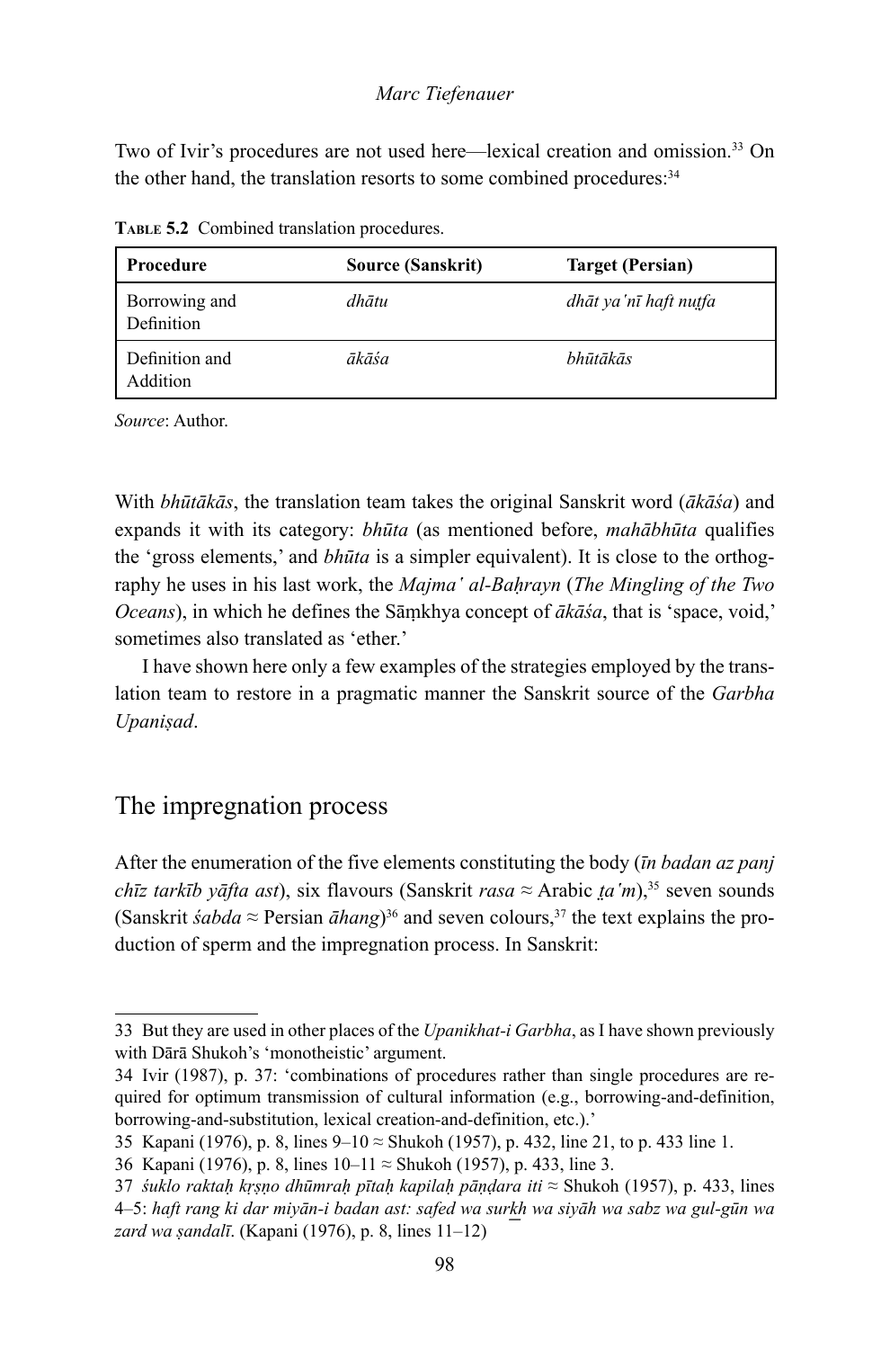Two of Ivir's procedures are not used here—lexical creation and omission.[33] On the other hand, the translation resorts to some combined procedures:[34]

**Table 5.2** Combined translation procedures.

| Procedure | Source (Sanskrit) | Target (Persian) |
|---|---|---|
| Borrowing and Definition | *dhātu* | *dhāt ya'nī haft nuṭfa* |
| Definition and Addition | *ākāśa* | *bhūtākās* |

*Source*: Author.

With *bhūtākās*, the translation team takes the original Sanskrit word (*ākāśa*) and expands it with its category: *bhūta* (as mentioned before, *mahābhūta* qualifies the 'gross elements,' and *bhūta* is a simpler equivalent). It is close to the orthography he uses in his last work, the *Majma' al-Baḥrayn* (*The Mingling of the Two Oceans*), in which he defines the Sāṃkhya concept of *ākāśa*, that is 'space, void,' sometimes also translated as 'ether.'

I have shown here only a few examples of the strategies employed by the translation team to restore in a pragmatic manner the Sanskrit source of the *Garbha Upaniṣad*.

## The impregnation process

After the enumeration of the five elements constituting the body (*īn badan az panj chīz tarkīb yāfta ast*), six flavours (Sanskrit *rasa* ≈ Arabic *ṭa'm*),[35] seven sounds (Sanskrit *śabda* ≈ Persian *āhang*)[36] and seven colours,[37] the text explains the production of sperm and the impregnation process. In Sanskrit:

---

33 But they are used in other places of the *Upanikhat-i Garbha*, as I have shown previously with Dārā Shukoh's 'monotheistic' argument.

34 Ivir (1987), p. 37: 'combinations of procedures rather than single procedures are required for optimum transmission of cultural information (e.g., borrowing-and-definition, borrowing-and-substitution, lexical creation-and-definition, etc.).'

35 Kapani (1976), p. 8, lines 9–10 ≈ Shukoh (1957), p. 432, line 21, to p. 433 line 1.

36 Kapani (1976), p. 8, lines 10–11 ≈ Shukoh (1957), p. 433, line 3.

37 *śuklo raktaḥ kṛṣṇo dhūmraḥ pītaḥ kapilaḥ pāṇḍara iti* ≈ Shukoh (1957), p. 433, lines 4–5: *haft rang ki dar miyān-i badan ast: safed wa surḵh wa siyāh wa sabz wa gul-gūn wa zard wa ṣandalī*. (Kapani (1976), p. 8, lines 11–12)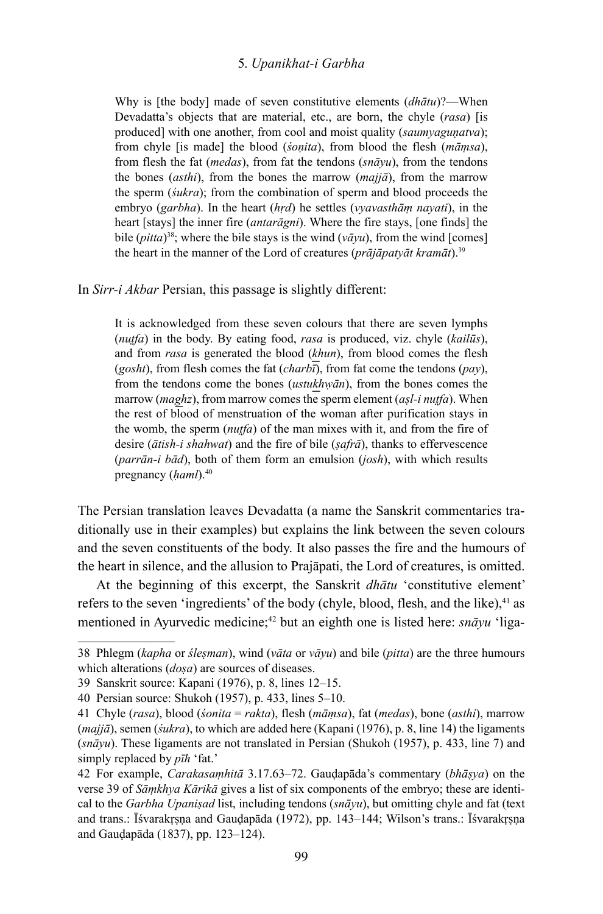Why is [the body] made of seven constitutive elements (*dhātu*)?—When Devadatta's objects that are material, etc., are born, the chyle (*rasa*) [is produced] with one another, from cool and moist quality (*saumyaguṇatva*); from chyle [is made] the blood (*śoṇita*), from blood the flesh (*māṃsa*), from flesh the fat (*medas*), from fat the tendons (*snāyu*), from the tendons the bones (*asthi*), from the bones the marrow (*majjā*), from the marrow the sperm (*śukra*); from the combination of sperm and blood proceeds the embryo (*garbha*). In the heart (*hṛd*) he settles (*vyavasthāṃ nayati*), in the heart [stays] the inner fire (*antarāgni*). Where the fire stays, [one finds] the bile (*pitta*)[38]; where the bile stays is the wind (*vāyu*), from the wind [comes] the heart in the manner of the Lord of creatures (*prājāpatyāt kramāt*).[39]

In *Sirr-i Akbar* Persian, this passage is slightly different:

It is acknowledged from these seven colours that there are seven lymphs (*nuṭfa*) in the body. By eating food, *rasa* is produced, viz. chyle (*kailūs*), and from *rasa* is generated the blood (*khun*), from blood comes the flesh (*gosht*), from flesh comes the fat (*charbī*), from fat come the tendons (*pay*), from the tendons come the bones (*ustukhwān*), from the bones comes the marrow (*maghz*), from marrow comes the sperm element (*aṣl-i nuṭfa*). When the rest of blood of menstruation of the woman after purification stays in the womb, the sperm (*nuṭfa*) of the man mixes with it, and from the fire of desire (*ātish-i shahwat*) and the fire of bile (*ṣafrā*), thanks to effervescence (*parrān-i bād*), both of them form an emulsion (*josh*), with which results pregnancy (*ḥaml*).[40]

The Persian translation leaves Devadatta (a name the Sanskrit commentaries traditionally use in their examples) but explains the link between the seven colours and the seven constituents of the body. It also passes the fire and the humours of the heart in silence, and the allusion to Prajāpati, the Lord of creatures, is omitted.

At the beginning of this excerpt, the Sanskrit *dhātu* 'constitutive element' refers to the seven 'ingredients' of the body (chyle, blood, flesh, and the like),[41] as mentioned in Ayurvedic medicine;[42] but an eighth one is listed here: *snāyu* 'liga-

---

38 Phlegm (*kapha* or *śleṣman*), wind (*vāta* or *vāyu*) and bile (*pitta*) are the three humours which alterations (*doṣa*) are sources of diseases.

39 Sanskrit source: Kapani (1976), p. 8, lines 12–15.

40 Persian source: Shukoh (1957), p. 433, lines 5–10.

41 Chyle (*rasa*), blood (*śonita* = *rakta*), flesh (*māṃsa*), fat (*medas*), bone (*asthi*), marrow (*majjā*), semen (*śukra*), to which are added here (Kapani (1976), p. 8, line 14) the ligaments (*snāyu*). These ligaments are not translated in Persian (Shukoh (1957), p. 433, line 7) and simply replaced by *pīh* 'fat.'

42 For example, *Carakasaṃhitā* 3.17.63–72. Gauḍapāda's commentary (*bhāṣya*) on the verse 39 of *Sāṃkhya Kārikā* gives a list of six components of the embryo; these are identical to the *Garbha Upaniṣad* list, including tendons (*snāyu*), but omitting chyle and fat (text and trans.: Īśvarakṛṣṇa and Gauḍapāda (1972), pp. 143–144; Wilson's trans.: Īśvarakṛṣṇa and Gauḍapāda (1837), pp. 123–124).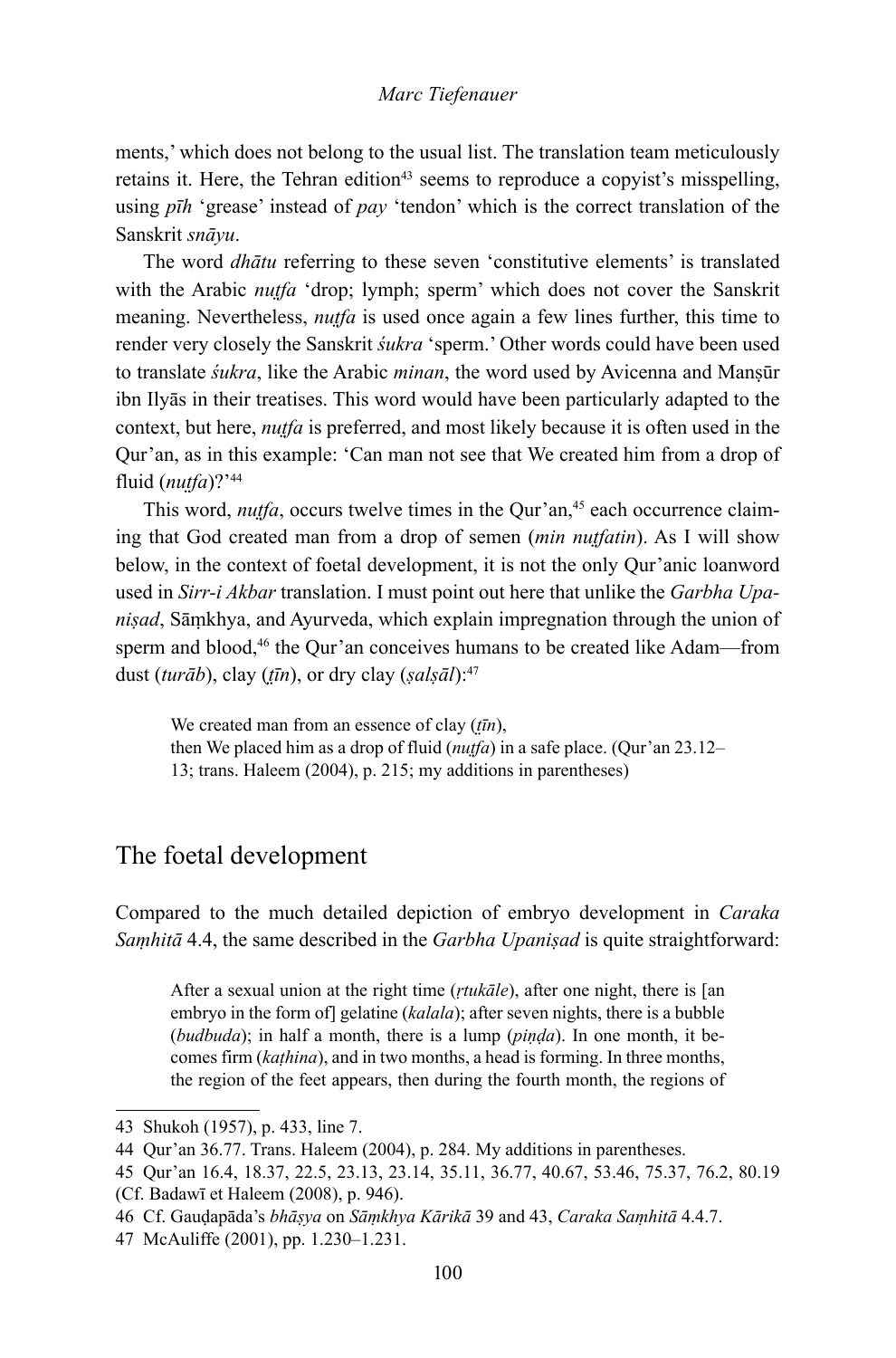ments,' which does not belong to the usual list. The translation team meticulously retains it. Here, the Tehran edition[43] seems to reproduce a copyist's misspelling, using *pīh* 'grease' instead of *pay* 'tendon' which is the correct translation of the Sanskrit *snāyu*.

The word *dhātu* referring to these seven 'constitutive elements' is translated with the Arabic *nuṭfa* 'drop; lymph; sperm' which does not cover the Sanskrit meaning. Nevertheless, *nuṭfa* is used once again a few lines further, this time to render very closely the Sanskrit *śukra* 'sperm.' Other words could have been used to translate *śukra*, like the Arabic *minan*, the word used by Avicenna and Manṣūr ibn Ilyās in their treatises. This word would have been particularly adapted to the context, but here, *nuṭfa* is preferred, and most likely because it is often used in the Qur'an, as in this example: 'Can man not see that We created him from a drop of fluid (*nuṭfa*)?'[44]

This word, *nuṭfa*, occurs twelve times in the Qur'an,[45] each occurrence claiming that God created man from a drop of semen (*min nuṭfatin*). As I will show below, in the context of foetal development, it is not the only Qur'anic loanword used in *Sirr-i Akbar* translation. I must point out here that unlike the *Garbha Upaniṣad*, Sāṃkhya, and Ayurveda, which explain impregnation through the union of sperm and blood,[46] the Qur'an conceives humans to be created like Adam—from dust (*turāb*), clay (*ṭīn*), or dry clay (*ṣalṣāl*):[47]

> We created man from an essence of clay (*ṭīn*),
> then We placed him as a drop of fluid (*nuṭfa*) in a safe place. (Qur'an 23.12–13; trans. Haleem (2004), p. 215; my additions in parentheses)

## The foetal development

Compared to the much detailed depiction of embryo development in *Caraka Saṃhitā* 4.4, the same described in the *Garbha Upaniṣad* is quite straightforward:

> After a sexual union at the right time (*ṛtukāle*), after one night, there is [an embryo in the form of] gelatine (*kalala*); after seven nights, there is a bubble (*budbuda*); in half a month, there is a lump (*piṇḍa*). In one month, it becomes firm (*kaṭhina*), and in two months, a head is forming. In three months, the region of the feet appears, then during the fourth month, the regions of

---

43 Shukoh (1957), p. 433, line 7.

44 Qur'an 36.77. Trans. Haleem (2004), p. 284. My additions in parentheses.

45 Qur'an 16.4, 18.37, 22.5, 23.13, 23.14, 35.11, 36.77, 40.67, 53.46, 75.37, 76.2, 80.19 (Cf. Badawī et Haleem (2008), p. 946).

46 Cf. Gauḍapāda's *bhāṣya* on *Sāṃkhya Kārikā* 39 and 43, *Caraka Saṃhitā* 4.4.7.

47 McAuliffe (2001), pp. 1.230–1.231.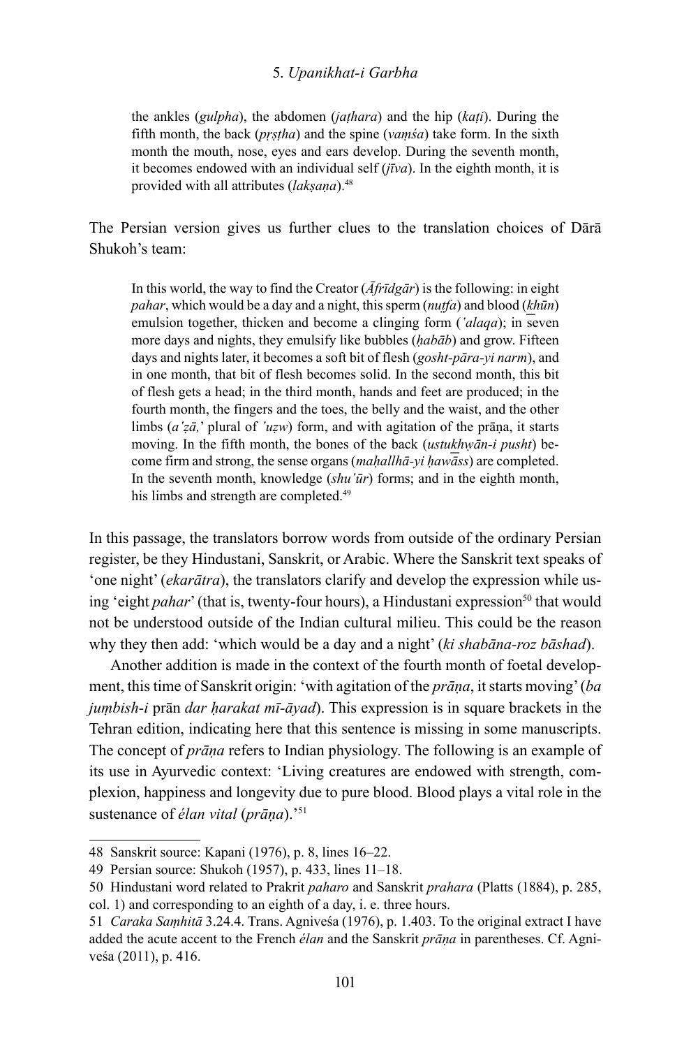> the ankles (*gulpha*), the abdomen (*jaṭhara*) and the hip (*kaṭi*). During the fifth month, the back (*pṛṣṭha*) and the spine (*vaṃśa*) take form. In the sixth month the mouth, nose, eyes and ears develop. During the seventh month, it becomes endowed with an individual self (*jīva*). In the eighth month, it is provided with all attributes (*lakṣaṇa*).[48]

The Persian version gives us further clues to the translation choices of Dārā Shukoh's team:

> In this world, the way to find the Creator (*Āfrīdgār*) is the following: in eight *pahar*, which would be a day and a night, this sperm (*nuṭfa*) and blood (*khūn*) emulsion together, thicken and become a clinging form (*ʿalaqa*); in seven more days and nights, they emulsify like bubbles (*ḥabāb*) and grow. Fifteen days and nights later, it becomes a soft bit of flesh (*gosht-pāra-yi narm*), and in one month, that bit of flesh becomes solid. In the second month, this bit of flesh gets a head; in the third month, hands and feet are produced; in the fourth month, the fingers and the toes, the belly and the waist, and the other limbs (*aʿẓā,*' plural of *ʿuẓw*) form, and with agitation of the prāṇa, it starts moving. In the fifth month, the bones of the back (*ustukhwān-i pusht*) become firm and strong, the sense organs (*maḥallhā-yi ḥawāss*) are completed. In the seventh month, knowledge (*shuʿūr*) forms; and in the eighth month, his limbs and strength are completed.[49]

In this passage, the translators borrow words from outside of the ordinary Persian register, be they Hindustani, Sanskrit, or Arabic. Where the Sanskrit text speaks of 'one night' (*ekarātra*), the translators clarify and develop the expression while using 'eight *pahar*' (that is, twenty-four hours), a Hindustani expression[50] that would not be understood outside of the Indian cultural milieu. This could be the reason why they then add: 'which would be a day and a night' (*ki shabāna-roz bāshad*).

Another addition is made in the context of the fourth month of foetal development, this time of Sanskrit origin: 'with agitation of the *prāṇa*, it starts moving' (*ba jumbish-i* prān *dar ḥarakat mī-āyad*). This expression is in square brackets in the Tehran edition, indicating here that this sentence is missing in some manuscripts. The concept of *prāṇa* refers to Indian physiology. The following is an example of its use in Ayurvedic context: 'Living creatures are endowed with strength, complexion, happiness and longevity due to pure blood. Blood plays a vital role in the sustenance of *élan vital* (*prāṇa*).'[51]

---

48 Sanskrit source: Kapani (1976), p. 8, lines 16–22.

49 Persian source: Shukoh (1957), p. 433, lines 11–18.

50 Hindustani word related to Prakrit *paharo* and Sanskrit *prahara* (Platts (1884), p. 285, col. 1) and corresponding to an eighth of a day, i. e. three hours.

51 *Caraka Saṃhitā* 3.24.4. Trans. Agniveśa (1976), p. 1.403. To the original extract I have added the acute accent to the French *élan* and the Sanskrit *prāṇa* in parentheses. Cf. Agniveśa (2011), p. 416.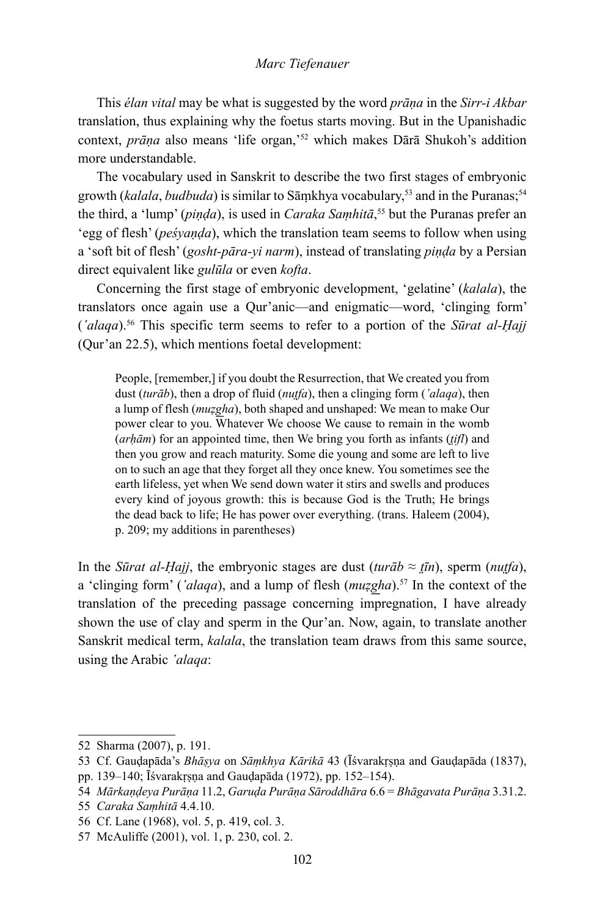This *élan vital* may be what is suggested by the word *prāṇa* in the *Sirr-i Akbar* translation, thus explaining why the foetus starts moving. But in the Upanishadic context, *prāṇa* also means 'life organ,'[52] which makes Dārā Shukoh's addition more understandable.

The vocabulary used in Sanskrit to describe the two first stages of embryonic growth (*kalala*, *budbuda*) is similar to Sāṃkhya vocabulary,[53] and in the Puranas;[54] the third, a 'lump' (*piṇḍa*), is used in *Caraka Saṃhitā*,[55] but the Puranas prefer an 'egg of flesh' (*peśyaṇḍa*), which the translation team seems to follow when using a 'soft bit of flesh' (*gosht-pāra-yi narm*), instead of translating *piṇḍa* by a Persian direct equivalent like *gulūla* or even *kofta*.

Concerning the first stage of embryonic development, 'gelatine' (*kalala*), the translators once again use a Qur'anic—and enigmatic—word, 'clinging form' (*ʿalaqa*).[56] This specific term seems to refer to a portion of the *Sūrat al-Ḥajj* (Qur'an 22.5), which mentions foetal development:

> People, [remember,] if you doubt the Resurrection, that We created you from dust (*turāb*), then a drop of fluid (*nuṭfa*), then a clinging form (*ʿalaqa*), then a lump of flesh (*muḍgha*), both shaped and unshaped: We mean to make Our power clear to you. Whatever We choose We cause to remain in the womb (*arḥām*) for an appointed time, then We bring you forth as infants (*ṭifl*) and then you grow and reach maturity. Some die young and some are left to live on to such an age that they forget all they once knew. You sometimes see the earth lifeless, yet when We send down water it stirs and swells and produces every kind of joyous growth: this is because God is the Truth; He brings the dead back to life; He has power over everything. (trans. Haleem (2004), p. 209; my additions in parentheses)

In the *Sūrat al-Ḥajj*, the embryonic stages are dust (*turāb* ≈ *ṭīn*), sperm (*nuṭfa*), a 'clinging form' (*ʿalaqa*), and a lump of flesh (*muḍgha*).[57] In the context of the translation of the preceding passage concerning impregnation, I have already shown the use of clay and sperm in the Qur'an. Now, again, to translate another Sanskrit medical term, *kalala*, the translation team draws from this same source, using the Arabic *ʿalaqa*:

---

52 Sharma (2007), p. 191.

53 Cf. Gauḍapāda's *Bhāṣya* on *Sāṃkhya Kārikā* 43 (Īśvarakṛṣṇa and Gauḍapāda (1837), pp. 139–140; Īśvarakṛṣṇa and Gauḍapāda (1972), pp. 152–154).

54 *Mārkaṇḍeya Purāṇa* 11.2, *Garuḍa Purāṇa Sāroddhāra* 6.6 = *Bhāgavata Purāṇa* 3.31.2.

55 *Caraka Saṃhitā* 4.4.10.

56 Cf. Lane (1968), vol. 5, p. 419, col. 3.

57 McAuliffe (2001), vol. 1, p. 230, col. 2.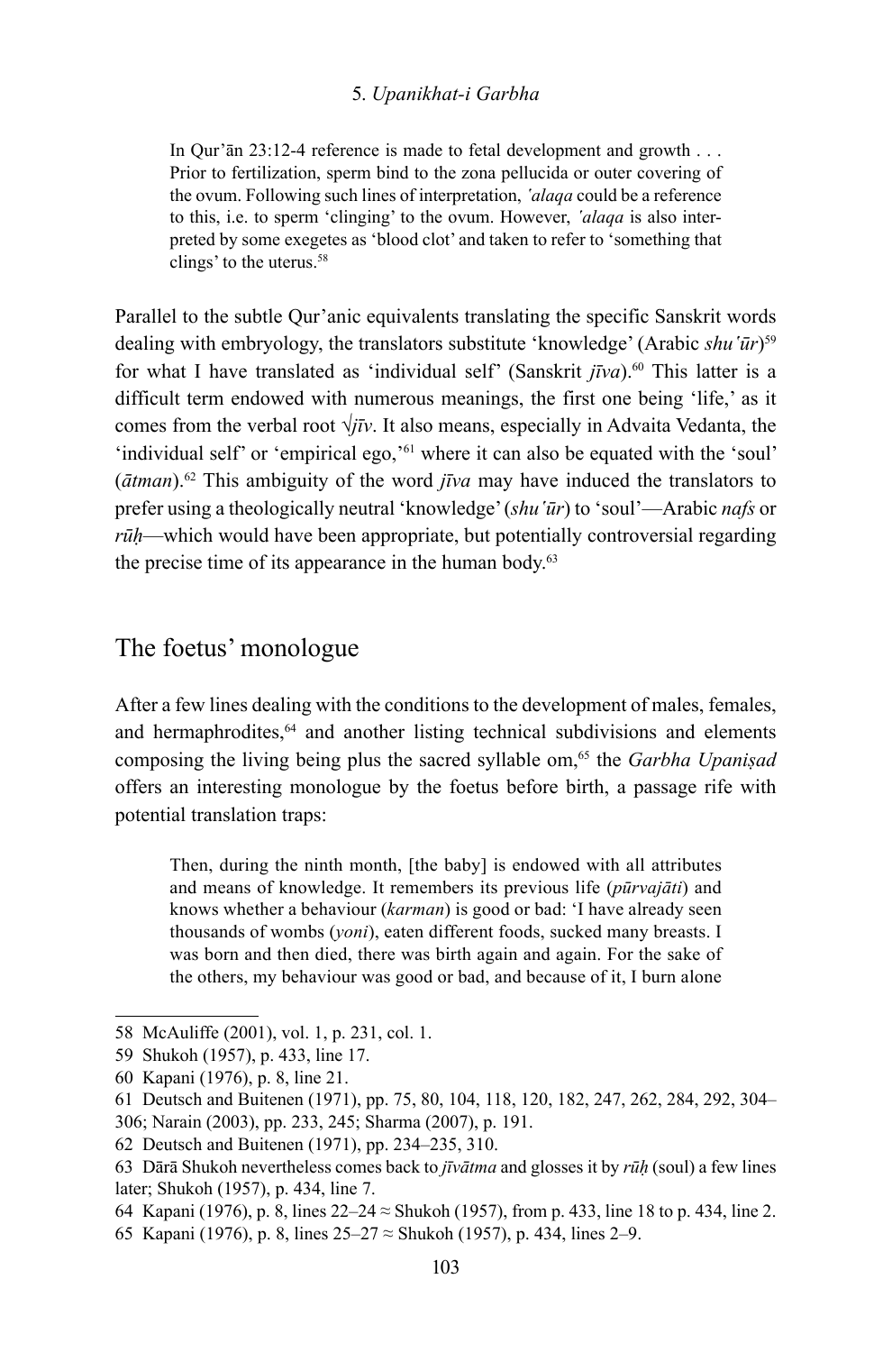> In Qur'ān 23:12-4 reference is made to fetal development and growth . . . Prior to fertilization, sperm bind to the zona pellucida or outer covering of the ovum. Following such lines of interpretation, *'alaqa* could be a reference to this, i.e. to sperm 'clinging' to the ovum. However, *'alaqa* is also interpreted by some exegetes as 'blood clot' and taken to refer to 'something that clings' to the uterus.[58]

Parallel to the subtle Qur'anic equivalents translating the specific Sanskrit words dealing with embryology, the translators substitute 'knowledge' (Arabic *shu'ūr*)[59] for what I have translated as 'individual self' (Sanskrit *jīva*).[60] This latter is a difficult term endowed with numerous meanings, the first one being 'life,' as it comes from the verbal root √*jīv*. It also means, especially in Advaita Vedanta, the 'individual self' or 'empirical ego,'[61] where it can also be equated with the 'soul' (*ātman*).[62] This ambiguity of the word *jīva* may have induced the translators to prefer using a theologically neutral 'knowledge' (*shu'ūr*) to 'soul'—Arabic *nafs* or *rūḥ*—which would have been appropriate, but potentially controversial regarding the precise time of its appearance in the human body.[63]

## The foetus' monologue

After a few lines dealing with the conditions to the development of males, females, and hermaphrodites,[64] and another listing technical subdivisions and elements composing the living being plus the sacred syllable om,[65] the *Garbha Upaniṣad* offers an interesting monologue by the foetus before birth, a passage rife with potential translation traps:

> Then, during the ninth month, [the baby] is endowed with all attributes and means of knowledge. It remembers its previous life (*pūrvajāti*) and knows whether a behaviour (*karman*) is good or bad: 'I have already seen thousands of wombs (*yoni*), eaten different foods, sucked many breasts. I was born and then died, there was birth again and again. For the sake of the others, my behaviour was good or bad, and because of it, I burn alone

---

58 McAuliffe (2001), vol. 1, p. 231, col. 1.

59 Shukoh (1957), p. 433, line 17.

60 Kapani (1976), p. 8, line 21.

61 Deutsch and Buitenen (1971), pp. 75, 80, 104, 118, 120, 182, 247, 262, 284, 292, 304–306; Narain (2003), pp. 233, 245; Sharma (2007), p. 191.

62 Deutsch and Buitenen (1971), pp. 234–235, 310.

63 Dārā Shukoh nevertheless comes back to *jīvātma* and glosses it by *rūḥ* (soul) a few lines later; Shukoh (1957), p. 434, line 7.

64 Kapani (1976), p. 8, lines 22–24 ≈ Shukoh (1957), from p. 433, line 18 to p. 434, line 2.

65 Kapani (1976), p. 8, lines 25–27 ≈ Shukoh (1957), p. 434, lines 2–9.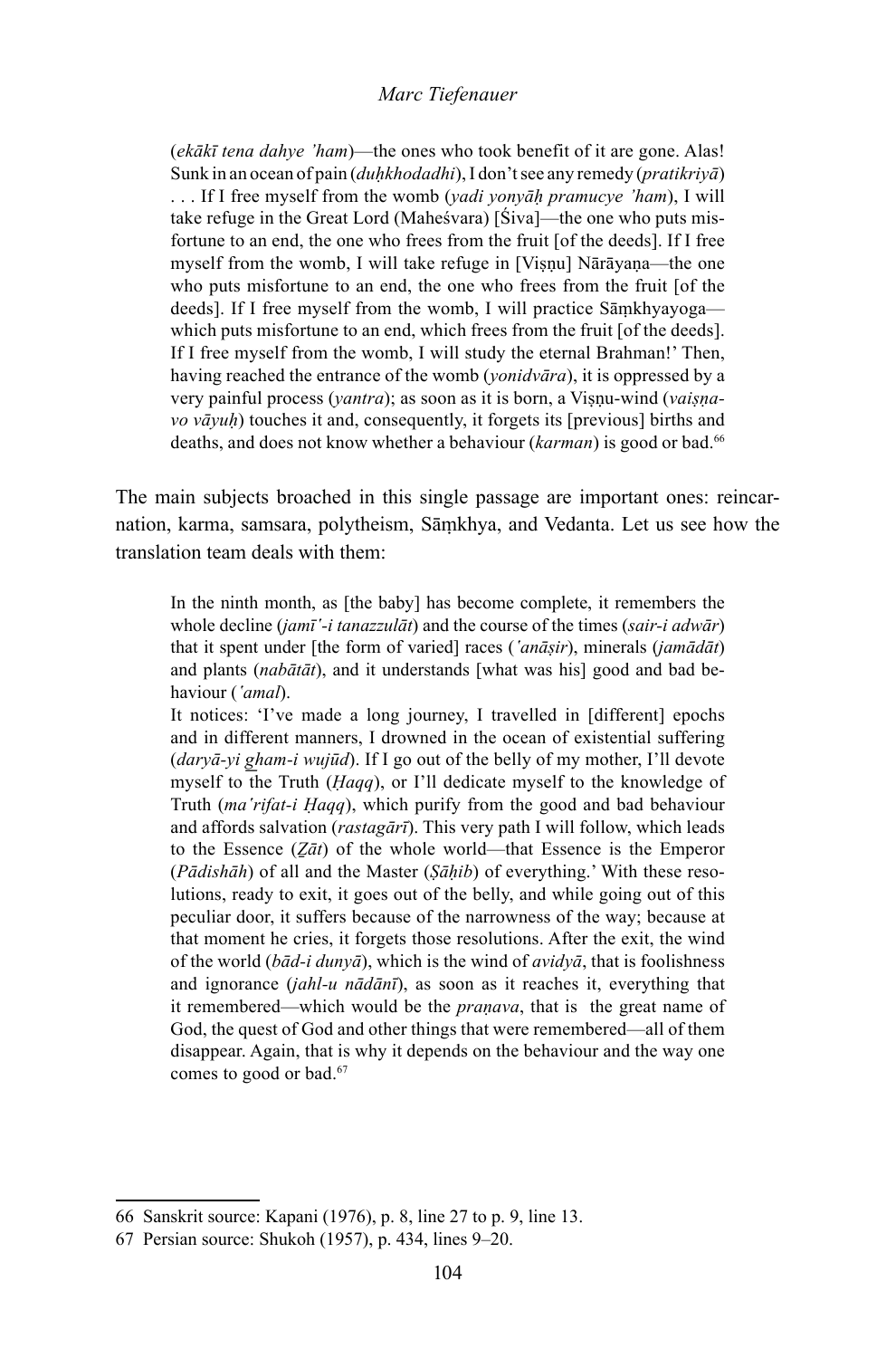(*ekākī tena dahye 'ham*)—the ones who took benefit of it are gone. Alas! Sunk in an ocean of pain (*duḥkhodadhi*), I don't see any remedy (*pratikriyā*) . . . If I free myself from the womb (*yadi yonyāḥ pramucye 'ham*), I will take refuge in the Great Lord (Maheśvara) [Śiva]—the one who puts misfortune to an end, the one who frees from the fruit [of the deeds]. If I free myself from the womb, I will take refuge in [Viṣṇu] Nārāyaṇa—the one who puts misfortune to an end, the one who frees from the fruit [of the deeds]. If I free myself from the womb, I will practice Sāṃkhyayoga—which puts misfortune to an end, which frees from the fruit [of the deeds]. If I free myself from the womb, I will study the eternal Brahman!' Then, having reached the entrance of the womb (*yonidvāra*), it is oppressed by a very painful process (*yantra*); as soon as it is born, a Viṣṇu-wind (*vaiṣṇavo vāyuḥ*) touches it and, consequently, it forgets its [previous] births and deaths, and does not know whether a behaviour (*karman*) is good or bad.[66]

The main subjects broached in this single passage are important ones: reincarnation, karma, samsara, polytheism, Sāṃkhya, and Vedanta. Let us see how the translation team deals with them:

> In the ninth month, as [the baby] has become complete, it remembers the whole decline (*jamī'-i tanazzulāt*) and the course of the times (*sair-i adwār*) that it spent under [the form of varied] races (*'anāṣir*), minerals (*jamādāt*) and plants (*nabātāt*), and it understands [what was his] good and bad behaviour (*'amal*).
>
> It notices: 'I've made a long journey, I travelled in [different] epochs and in different manners, I drowned in the ocean of existential suffering (*daryā-yi g͟ham-i wujūd*). If I go out of the belly of my mother, I'll devote myself to the Truth (*Ḥaqq*), or I'll dedicate myself to the knowledge of Truth (*ma'rifat-i Ḥaqq*), which purify from the good and bad behaviour and affords salvation (*rastagārī*). This very path I will follow, which leads to the Essence (*Ẕāt*) of the whole world—that Essence is the Emperor (*Pādishāh*) of all and the Master (*Ṣāḥib*) of everything.' With these resolutions, ready to exit, it goes out of the belly, and while going out of this peculiar door, it suffers because of the narrowness of the way; because at that moment he cries, it forgets those resolutions. After the exit, the wind of the world (*bād-i dunyā*), which is the wind of *avidyā*, that is foolishness and ignorance (*jahl-u nādānī*), as soon as it reaches it, everything that it remembered—which would be the *praṇava*, that is the great name of God, the quest of God and other things that were remembered—all of them disappear. Again, that is why it depends on the behaviour and the way one comes to good or bad.[67]

---

66 Sanskrit source: Kapani (1976), p. 8, line 27 to p. 9, line 13.

67 Persian source: Shukoh (1957), p. 434, lines 9–20.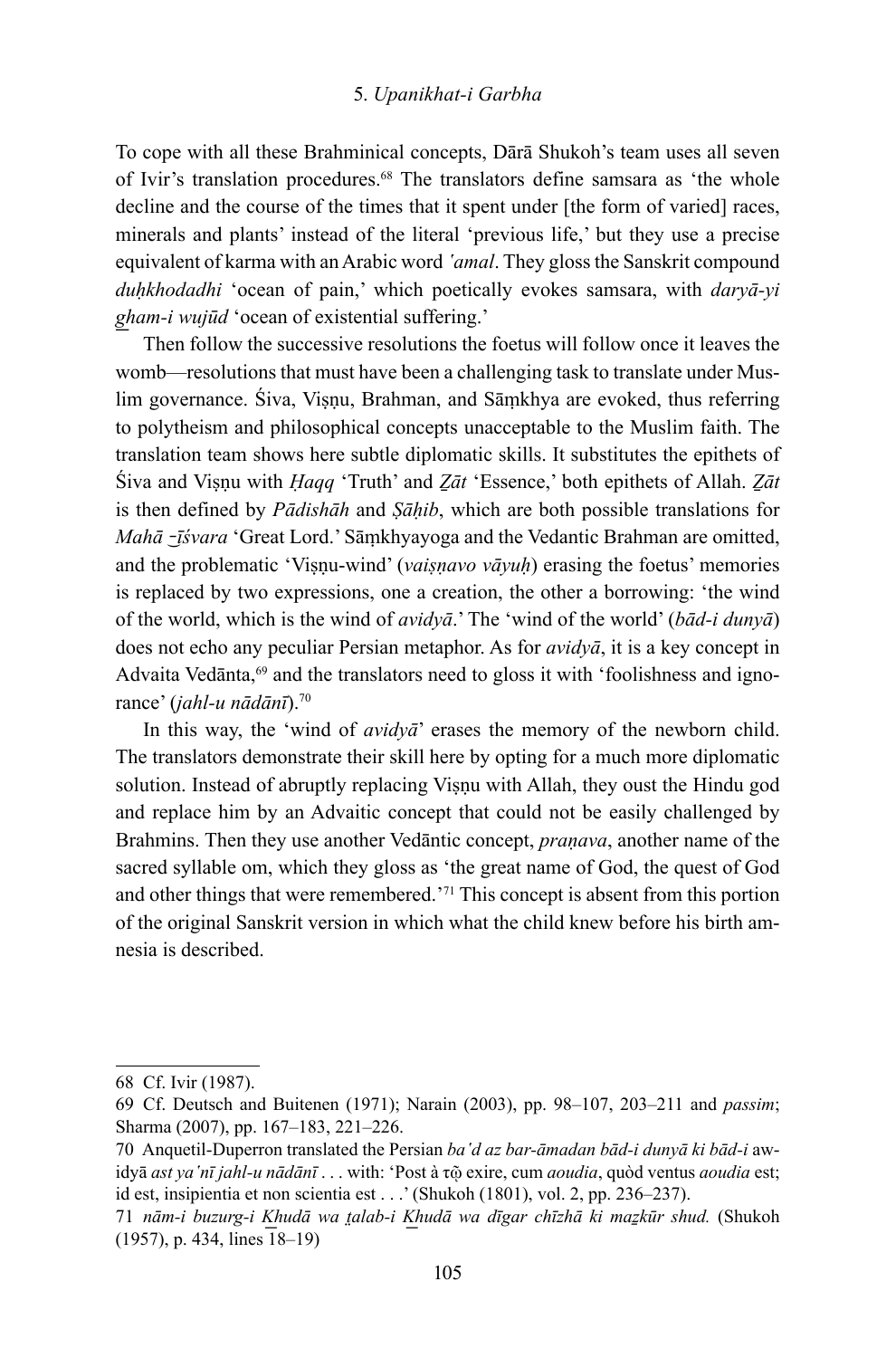To cope with all these Brahminical concepts, Dārā Shukoh's team uses all seven of Ivir's translation procedures.[68] The translators define samsara as 'the whole decline and the course of the times that it spent under [the form of varied] races, minerals and plants' instead of the literal 'previous life,' but they use a precise equivalent of karma with an Arabic word *ʿamal*. They gloss the Sanskrit compound *duḥkhodadhi* 'ocean of pain,' which poetically evokes samsara, with *daryā-yi g̲ham-i wujūd* 'ocean of existential suffering.'

Then follow the successive resolutions the foetus will follow once it leaves the womb—resolutions that must have been a challenging task to translate under Muslim governance. Śiva, Viṣṇu, Brahman, and Sāṃkhya are evoked, thus referring to polytheism and philosophical concepts unacceptable to the Muslim faith. The translation team shows here subtle diplomatic skills. It substitutes the epithets of Śiva and Viṣṇu with *Ḥaqq* 'Truth' and *Ẕāt* 'Essence,' both epithets of Allah. *Ẕāt* is then defined by *Pādishāh* and *Ṣāḥib*, which are both possible translations for *Mahā -īśvara* 'Great Lord.' Sāṃkhyayoga and the Vedantic Brahman are omitted, and the problematic 'Viṣṇu-wind' (*vaiṣṇavo vāyuḥ*) erasing the foetus' memories is replaced by two expressions, one a creation, the other a borrowing: 'the wind of the world, which is the wind of *avidyā*.' The 'wind of the world' (*bād-i dunyā*) does not echo any peculiar Persian metaphor. As for *avidyā*, it is a key concept in Advaita Vedānta,[69] and the translators need to gloss it with 'foolishness and ignorance' (*jahl-u nādānī*).[70]

In this way, the 'wind of *avidyā*' erases the memory of the newborn child. The translators demonstrate their skill here by opting for a much more diplomatic solution. Instead of abruptly replacing Viṣṇu with Allah, they oust the Hindu god and replace him by an Advaitic concept that could not be easily challenged by Brahmins. Then they use another Vedāntic concept, *praṇava*, another name of the sacred syllable om, which they gloss as 'the great name of God, the quest of God and other things that were remembered.'[71] This concept is absent from this portion of the original Sanskrit version in which what the child knew before his birth amnesia is described.

---

68 Cf. Ivir (1987).

69 Cf. Deutsch and Buitenen (1971); Narain (2003), pp. 98–107, 203–211 and *passim*; Sharma (2007), pp. 167–183, 221–226.

70 Anquetil-Duperron translated the Persian *ba'd az bar-āmadan bād-i dunyā ki bād-i* awidyā *ast ya'nī jahl-u nādānī* . . . with: 'Post à τῷ exire, cum *aoudia*, quòd ventus *aoudia* est; id est, insipientia et non scientia est . . .' (Shukoh (1801), vol. 2, pp. 236–237).

71 *nām-i buzurg-i K̲hudā wa ṭalab-i K̲hudā wa dīgar chīzhā ki mażkūr shud.* (Shukoh (1957), p. 434, lines 18–19)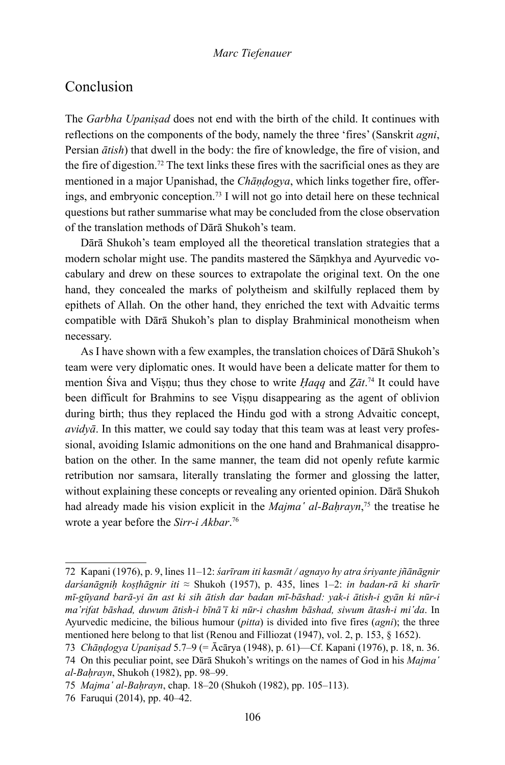## Conclusion

The *Garbha Upaniṣad* does not end with the birth of the child. It continues with reflections on the components of the body, namely the three 'fires' (Sanskrit *agni*, Persian *ātish*) that dwell in the body: the fire of knowledge, the fire of vision, and the fire of digestion.[72] The text links these fires with the sacrificial ones as they are mentioned in a major Upanishad, the *Chāṇḍogya*, which links together fire, offerings, and embryonic conception.[73] I will not go into detail here on these technical questions but rather summarise what may be concluded from the close observation of the translation methods of Dārā Shukoh's team.

Dārā Shukoh's team employed all the theoretical translation strategies that a modern scholar might use. The pandits mastered the Sāṃkhya and Ayurvedic vocabulary and drew on these sources to extrapolate the original text. On the one hand, they concealed the marks of polytheism and skilfully replaced them by epithets of Allah. On the other hand, they enriched the text with Advaitic terms compatible with Dārā Shukoh's plan to display Brahminical monotheism when necessary.

As I have shown with a few examples, the translation choices of Dārā Shukoh's team were very diplomatic ones. It would have been a delicate matter for them to mention Śiva and Viṣṇu; thus they chose to write *Ḥaqq* and *Ẕāt*.[74] It could have been difficult for Brahmins to see Viṣṇu disappearing as the agent of oblivion during birth; thus they replaced the Hindu god with a strong Advaitic concept, *avidyā*. In this matter, we could say today that this team was at least very professional, avoiding Islamic admonitions on the one hand and Brahmanical disapprobation on the other. In the same manner, the team did not openly refute karmic retribution nor samsara, literally translating the former and glossing the latter, without explaining these concepts or revealing any oriented opinion. Dārā Shukoh had already made his vision explicit in the *Majmaʿ al-Baḥrayn*,[75] the treatise he wrote a year before the *Sirr-i Akbar*.[76]

---

72 Kapani (1976), p. 9, lines 11–12: *śarīram iti kasmāt / agnayo hy atra śriyante jñānāgnir darśanāgniḥ koṣṭhāgnir iti* ≈ Shukoh (1957), p. 435, lines 1–2: *in badan-rā ki sharīr mī-gūyand barā-yi ān ast ki sih ātish dar badan mī-bāshad: yak-i ātish-i gyān ki nūr-i maʿrifat bāshad, duwum ātish-i bīnā'ī ki nūr-i chashm bāshad, siwum ātash-i miʿda*. In Ayurvedic medicine, the bilious humour (*pitta*) is divided into five fires (*agni*); the three mentioned here belong to that list (Renou and Filliozat (1947), vol. 2, p. 153, § 1652).

73 *Chāṇḍogya Upaniṣad* 5.7–9 (= Ācārya (1948), p. 61)—Cf. Kapani (1976), p. 18, n. 36.

74 On this peculiar point, see Dārā Shukoh's writings on the names of God in his *Majmaʿ al-Baḥrayn*, Shukoh (1982), pp. 98–99.

75 *Majmaʿ al-Baḥrayn*, chap. 18–20 (Shukoh (1982), pp. 105–113).

76 Faruqui (2014), pp. 40–42.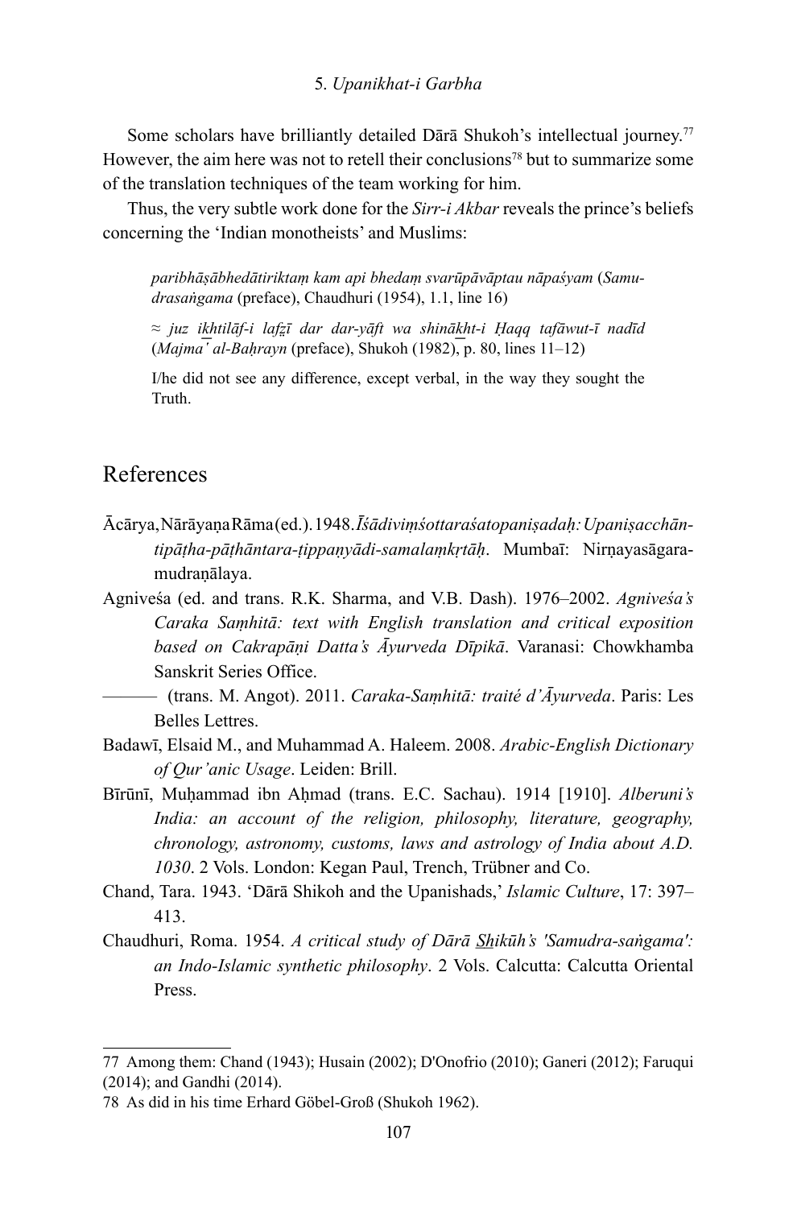Some scholars have brilliantly detailed Dārā Shukoh's intellectual journey.[77] However, the aim here was not to retell their conclusions[78] but to summarize some of the translation techniques of the team working for him.

Thus, the very subtle work done for the *Sirr-i Akbar* reveals the prince's beliefs concerning the 'Indian monotheists' and Muslims:

> *paribhāṣābhedātiriktaṃ kam api bhedaṃ svarūpāvāptau nāpaśyam* (*Samudrasaṅgama* (preface), Chaudhuri (1954), 1.1, line 16)
>
> ≈ *juz ikh̲tilāf-i lafẕī dar dar-yāft wa shinākh̲t-i Ḥaqq tafāwut-ī nadīd* (*Majmaʿ al-Baḥrayn* (preface), Shukoh (1982), p. 80, lines 11–12)
>
> I/he did not see any difference, except verbal, in the way they sought the Truth.

## References

Ācārya, Nārāyaṇa Rāma (ed.). 1948. *Īśādiviṃśottaraśatopaniṣadaḥ: Upaniṣacchāntipāṭha-pāṭhāntara-ṭippaṇyādi-samalaṃkṛtāḥ*. Mumbaī: Nirṇayasāgaramudraṇālaya.

Agniveśa (ed. and trans. R.K. Sharma, and V.B. Dash). 1976–2002. *Agniveśa's Caraka Saṃhitā: text with English translation and critical exposition based on Cakrapāṇi Datta's Āyurveda Dīpikā*. Varanasi: Chowkhamba Sanskrit Series Office.

——— (trans. M. Angot). 2011. *Caraka-Saṃhitā: traité d'Āyurveda*. Paris: Les Belles Lettres.

Badawī, Elsaid M., and Muhammad A. Haleem. 2008. *Arabic-English Dictionary of Qur'anic Usage*. Leiden: Brill.

Bīrūnī, Muḥammad ibn Aḥmad (trans. E.C. Sachau). 1914 [1910]. *Alberuni's India: an account of the religion, philosophy, literature, geography, chronology, astronomy, customs, laws and astrology of India about A.D. 1030*. 2 Vols. London: Kegan Paul, Trench, Trübner and Co.

Chand, Tara. 1943. 'Dārā Shikoh and the Upanishads,' *Islamic Culture*, 17: 397–413.

Chaudhuri, Roma. 1954. *A critical study of Dārā S̲h̲ikūh's 'Samudra-saṅgama': an Indo-Islamic synthetic philosophy*. 2 Vols. Calcutta: Calcutta Oriental Press.

---

[77] Among them: Chand (1943); Husain (2002); D'Onofrio (2010); Ganeri (2012); Faruqui (2014); and Gandhi (2014).

[78] As did in his time Erhard Göbel-Groß (Shukoh 1962).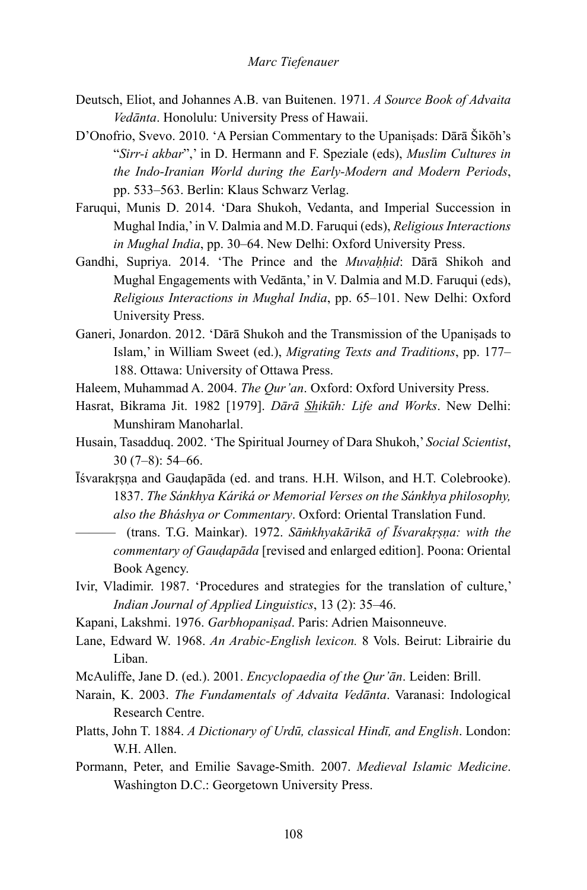Deutsch, Eliot, and Johannes A.B. van Buitenen. 1971. *A Source Book of Advaita Vedānta*. Honolulu: University Press of Hawaii.

D'Onofrio, Svevo. 2010. 'A Persian Commentary to the Upaniṣads: Dārā Šikōh's "*Sirr-i akbar*",' in D. Hermann and F. Speziale (eds), *Muslim Cultures in the Indo-Iranian World during the Early-Modern and Modern Periods*, pp. 533–563. Berlin: Klaus Schwarz Verlag.

Faruqui, Munis D. 2014. 'Dara Shukoh, Vedanta, and Imperial Succession in Mughal India,' in V. Dalmia and M.D. Faruqui (eds), *Religious Interactions in Mughal India*, pp. 30–64. New Delhi: Oxford University Press.

Gandhi, Supriya. 2014. 'The Prince and the *Muvaḥḥid*: Dārā Shikoh and Mughal Engagements with Vedānta,' in V. Dalmia and M.D. Faruqui (eds), *Religious Interactions in Mughal India*, pp. 65–101. New Delhi: Oxford University Press.

Ganeri, Jonardon. 2012. 'Dārā Shukoh and the Transmission of the Upaniṣads to Islam,' in William Sweet (ed.), *Migrating Texts and Traditions*, pp. 177–188. Ottawa: University of Ottawa Press.

Haleem, Muhammad A. 2004. *The Qur'an*. Oxford: Oxford University Press.

Hasrat, Bikrama Jit. 1982 [1979]. *Dārā Shikūh: Life and Works*. New Delhi: Munshiram Manoharlal.

Husain, Tasadduq. 2002. 'The Spiritual Journey of Dara Shukoh,' *Social Scientist*, 30 (7–8): 54–66.

Īśvarakṛṣṇa and Gauḍapāda (ed. and trans. H.H. Wilson, and H.T. Colebrooke). 1837. *The Sánkhya Káriká or Memorial Verses on the Sánkhya philosophy, also the Bháshya or Commentary*. Oxford: Oriental Translation Fund.

——— (trans. T.G. Mainkar). 1972. *Sāṁkhyakārikā of Īśvarakṛṣṇa: with the commentary of Gauḍapāda* [revised and enlarged edition]. Poona: Oriental Book Agency.

Ivir, Vladimir. 1987. 'Procedures and strategies for the translation of culture,' *Indian Journal of Applied Linguistics*, 13 (2): 35–46.

Kapani, Lakshmi. 1976. *Garbhopaniṣad*. Paris: Adrien Maisonneuve.

Lane, Edward W. 1968. *An Arabic-English lexicon.* 8 Vols. Beirut: Librairie du Liban.

McAuliffe, Jane D. (ed.). 2001. *Encyclopaedia of the Qur'ān*. Leiden: Brill.

Narain, K. 2003. *The Fundamentals of Advaita Vedānta*. Varanasi: Indological Research Centre.

Platts, John T. 1884. *A Dictionary of Urdū, classical Hindī, and English*. London: W.H. Allen.

Pormann, Peter, and Emilie Savage-Smith. 2007. *Medieval Islamic Medicine*. Washington D.C.: Georgetown University Press.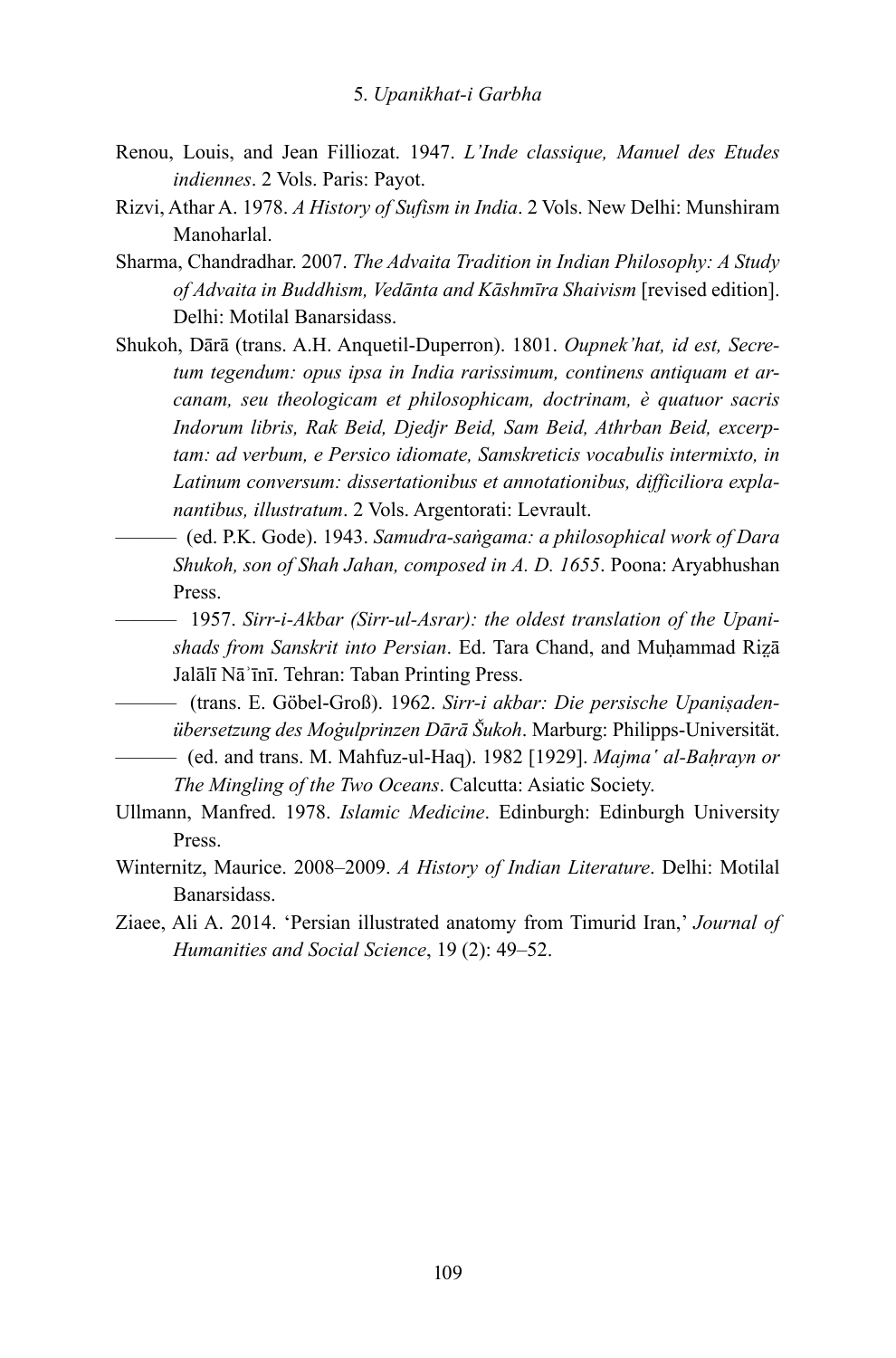Renou, Louis, and Jean Filliozat. 1947. *L'Inde classique, Manuel des Etudes indiennes*. 2 Vols. Paris: Payot.

Rizvi, Athar A. 1978. *A History of Sufism in India*. 2 Vols. New Delhi: Munshiram Manoharlal.

Sharma, Chandradhar. 2007. *The Advaita Tradition in Indian Philosophy: A Study of Advaita in Buddhism, Vedānta and Kāshmīra Shaivism* [revised edition]. Delhi: Motilal Banarsidass.

Shukoh, Dārā (trans. A.H. Anquetil-Duperron). 1801. *Oupnek'hat, id est, Secretum tegendum: opus ipsa in India rarissimum, continens antiquam et arcanam, seu theologicam et philosophicam, doctrinam, è quatuor sacris Indorum libris, Rak Beid, Djedjr Beid, Sam Beid, Athrban Beid, excerptam: ad verbum, e Persico idiomate, Samskreticis vocabulis intermixto, in Latinum conversum: dissertationibus et annotationibus, difficiliora explanantibus, illustratum*. 2 Vols. Argentorati: Levrault.

——— (ed. P.K. Gode). 1943. *Samudra-saṅgama: a philosophical work of Dara Shukoh, son of Shah Jahan, composed in A. D. 1655*. Poona: Aryabhushan Press.

——— 1957. *Sirr-i-Akbar (Sirr-ul-Asrar): the oldest translation of the Upanishads from Sanskrit into Persian*. Ed. Tara Chand, and Muḥammad Riẕā Jalālī Nāʾīnī. Tehran: Taban Printing Press.

——— (trans. E. Göbel-Groß). 1962. *Sirr-i akbar: Die persische Upaniṣadenübersetzung des Moġulprinzen Dārā Šukoh*. Marburg: Philipps-Universität.

——— (ed. and trans. M. Mahfuz-ul-Haq). 1982 [1929]. *Majmaʿ al-Baḥrayn or The Mingling of the Two Oceans*. Calcutta: Asiatic Society.

Ullmann, Manfred. 1978. *Islamic Medicine*. Edinburgh: Edinburgh University Press.

Winternitz, Maurice. 2008–2009. *A History of Indian Literature*. Delhi: Motilal Banarsidass.

Ziaee, Ali A. 2014. 'Persian illustrated anatomy from Timurid Iran,' *Journal of Humanities and Social Science*, 19 (2): 49–52.